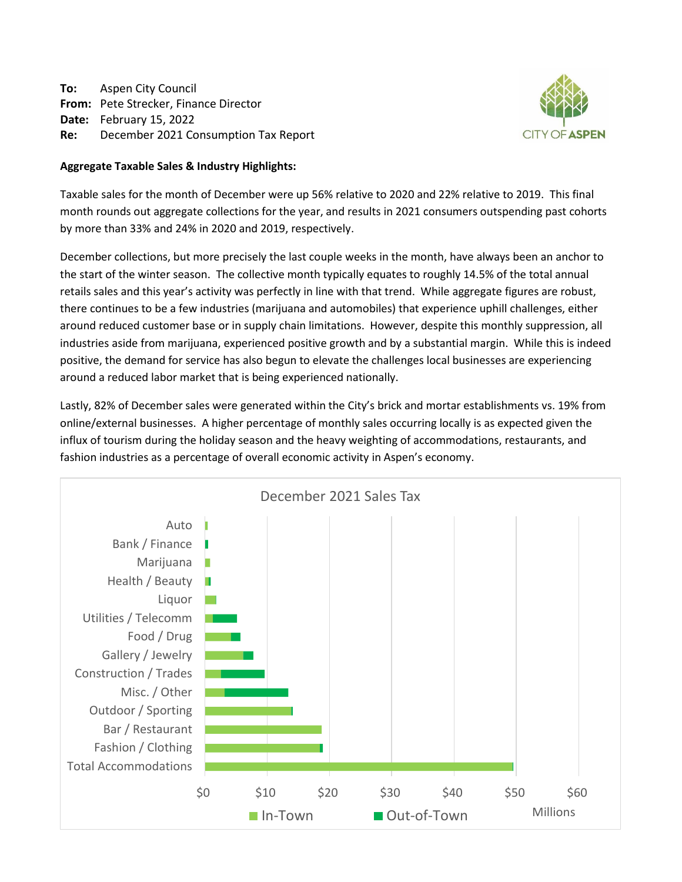**To:** Aspen City Council
**From:** Pete Strecker, Finance Director
**Date:** February 15, 2022
**Re:** December 2021 Consumption Tax Report

CITY OF ASPEN

**Aggregate Taxable Sales & Industry Highlights:**

Taxable sales for the month of December were up 56% relative to 2020 and 22% relative to 2019. This final month rounds out aggregate collections for the year, and results in 2021 consumers outspending past cohorts by more than 33% and 24% in 2020 and 2019, respectively.

December collections, but more precisely the last couple weeks in the month, have always been an anchor to the start of the winter season. The collective month typically equates to roughly 14.5% of the total annual retails sales and this year's activity was perfectly in line with that trend. While aggregate figures are robust, there continues to be a few industries (marijuana and automobiles) that experience uphill challenges, either around reduced customer base or in supply chain limitations. However, despite this monthly suppression, all industries aside from marijuana, experienced positive growth and by a substantial margin. While this is indeed positive, the demand for service has also begun to elevate the challenges local businesses are experiencing around a reduced labor market that is being experienced nationally.

Lastly, 82% of December sales were generated within the City's brick and mortar establishments vs. 19% from online/external businesses. A higher percentage of monthly sales occurring locally is as expected given the influx of tourism during the holiday season and the heavy weighting of accommodations, restaurants, and fashion industries as a percentage of overall economic activity in Aspen's economy.

**December 2021 Sales Tax**

Categories: Auto; Bank / Finance; Marijuana; Health / Beauty; Liquor; Utilities / Telecomm; Food / Drug; Gallery / Jewelry; Construction / Trades; Misc. / Other; Outdoor / Sporting; Bar / Restaurant; Fashion / Clothing; Total Accommodations

Axis: $0, $10, $20, $30, $40, $50, $60 (Millions)

Legend: In-Town, Out-of-Town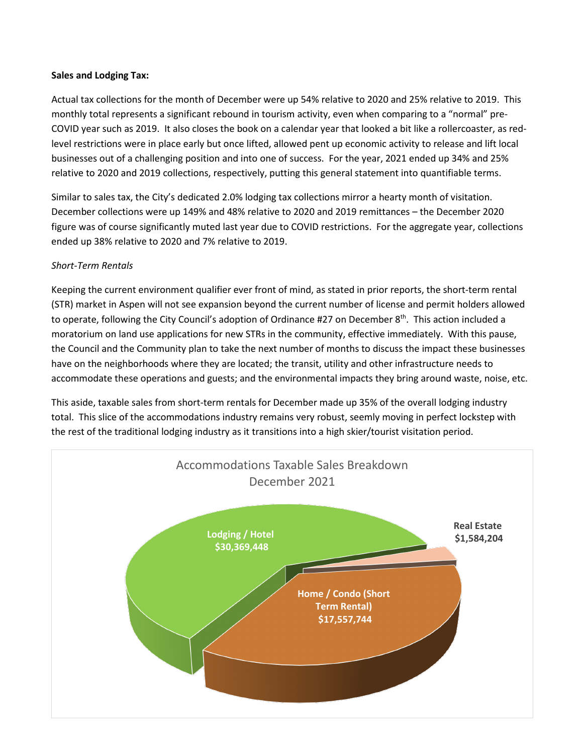**Sales and Lodging Tax:**

Actual tax collections for the month of December were up 54% relative to 2020 and 25% relative to 2019. This monthly total represents a significant rebound in tourism activity, even when comparing to a "normal" pre-COVID year such as 2019. It also closes the book on a calendar year that looked a bit like a rollercoaster, as red-level restrictions were in place early but once lifted, allowed pent up economic activity to release and lift local businesses out of a challenging position and into one of success. For the year, 2021 ended up 34% and 25% relative to 2020 and 2019 collections, respectively, putting this general statement into quantifiable terms.

Similar to sales tax, the City's dedicated 2.0% lodging tax collections mirror a hearty month of visitation. December collections were up 149% and 48% relative to 2020 and 2019 remittances – the December 2020 figure was of course significantly muted last year due to COVID restrictions. For the aggregate year, collections ended up 38% relative to 2020 and 7% relative to 2019.

*Short-Term Rentals*

Keeping the current environment qualifier ever front of mind, as stated in prior reports, the short-term rental (STR) market in Aspen will not see expansion beyond the current number of license and permit holders allowed to operate, following the City Council's adoption of Ordinance #27 on December 8th. This action included a moratorium on land use applications for new STRs in the community, effective immediately. With this pause, the Council and the Community plan to take the next number of months to discuss the impact these businesses have on the neighborhoods where they are located; the transit, utility and other infrastructure needs to accommodate these operations and guests; and the environmental impacts they bring around waste, noise, etc.

This aside, taxable sales from short-term rentals for December made up 35% of the overall lodging industry total. This slice of the accommodations industry remains very robust, seemly moving in perfect lockstep with the rest of the traditional lodging industry as it transitions into a high skier/tourist visitation period.

Accommodations Taxable Sales Breakdown
December 2021

| Category | Taxable Sales |
|---|---|
| Lodging / Hotel | $30,369,448 |
| Home / Condo (Short Term Rental) | $17,557,744 |
| Real Estate | $1,584,204 |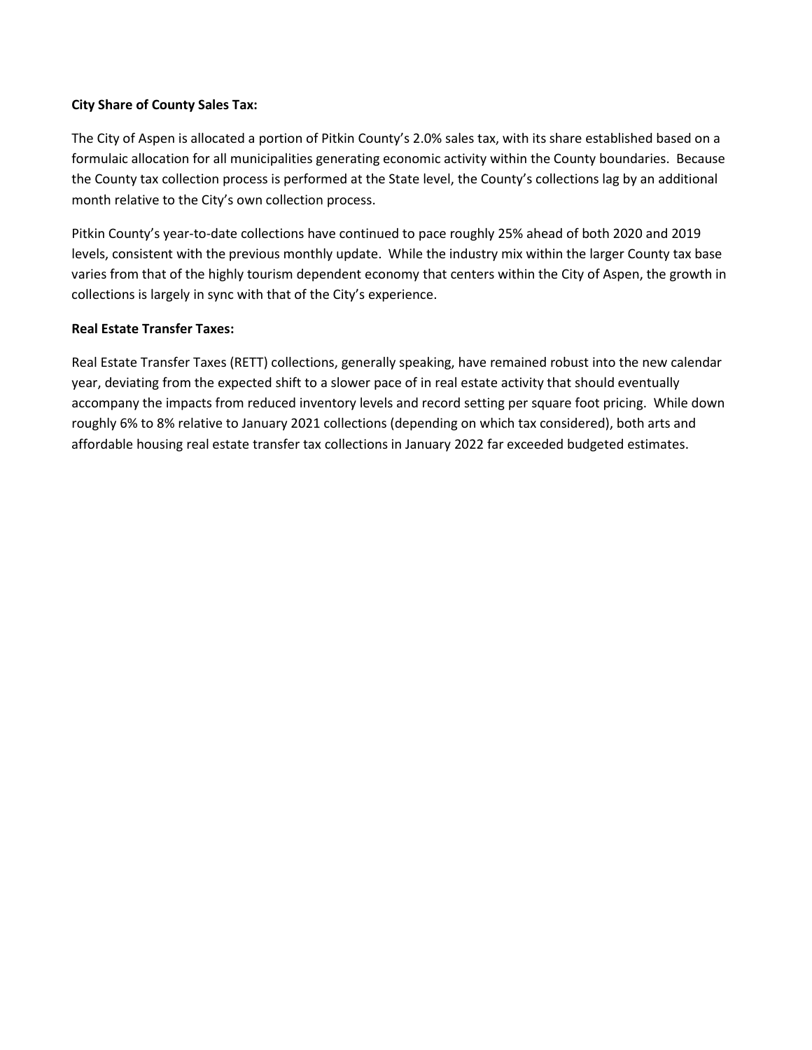**City Share of County Sales Tax:**

The City of Aspen is allocated a portion of Pitkin County's 2.0% sales tax, with its share established based on a formulaic allocation for all municipalities generating economic activity within the County boundaries. Because the County tax collection process is performed at the State level, the County's collections lag by an additional month relative to the City's own collection process.

Pitkin County's year-to-date collections have continued to pace roughly 25% ahead of both 2020 and 2019 levels, consistent with the previous monthly update. While the industry mix within the larger County tax base varies from that of the highly tourism dependent economy that centers within the City of Aspen, the growth in collections is largely in sync with that of the City's experience.

**Real Estate Transfer Taxes:**

Real Estate Transfer Taxes (RETT) collections, generally speaking, have remained robust into the new calendar year, deviating from the expected shift to a slower pace of in real estate activity that should eventually accompany the impacts from reduced inventory levels and record setting per square foot pricing. While down roughly 6% to 8% relative to January 2021 collections (depending on which tax considered), both arts and affordable housing real estate transfer tax collections in January 2022 far exceeded budgeted estimates.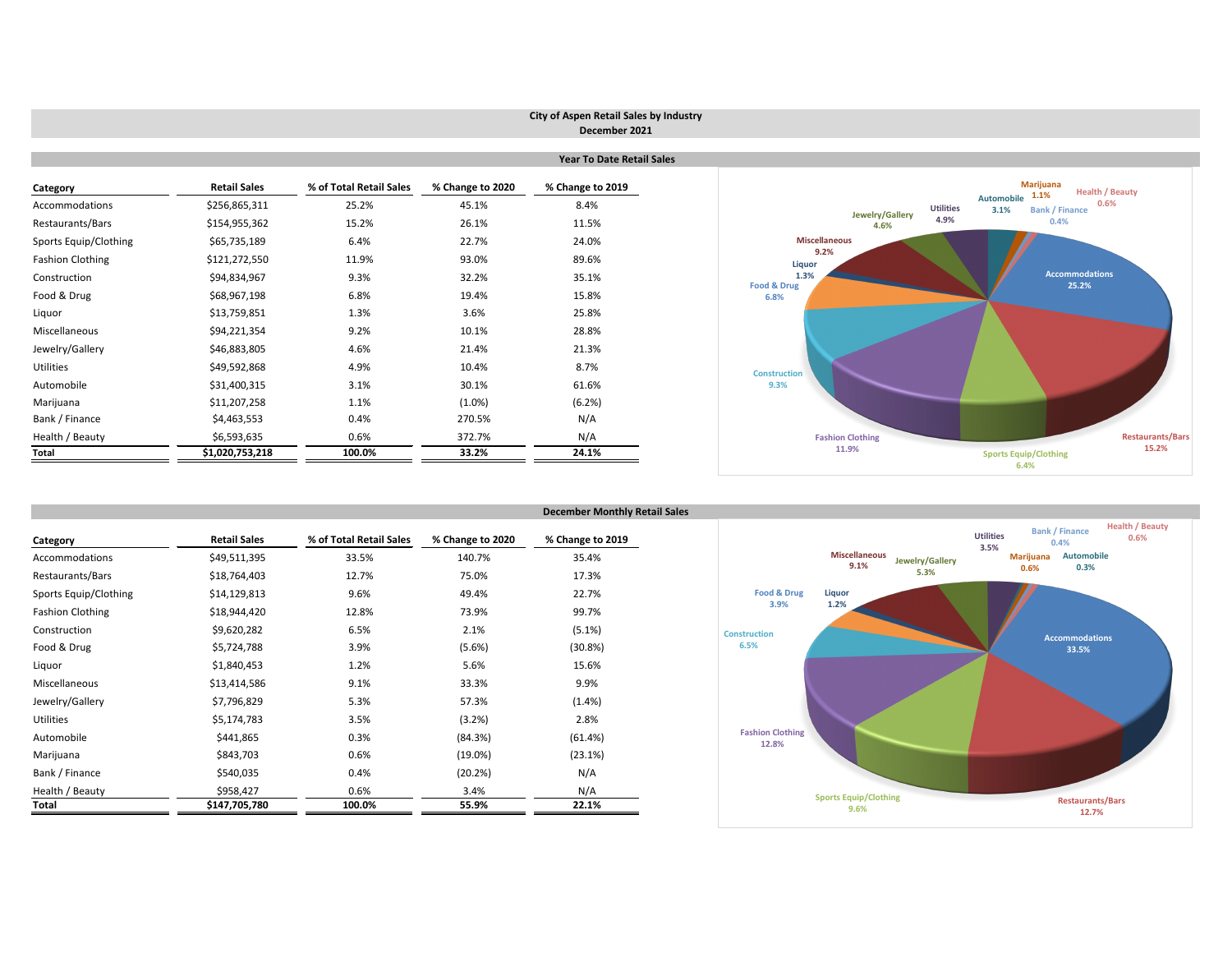# City of Aspen Retail Sales by Industry

## December 2021

### Year To Date Retail Sales

| Category | Retail Sales | % of Total Retail Sales | % Change to 2020 | % Change to 2019 |
|---|---|---|---|---|
| Accommodations | $256,865,311 | 25.2% | 45.1% | 8.4% |
| Restaurants/Bars | $154,955,362 | 15.2% | 26.1% | 11.5% |
| Sports Equip/Clothing | $65,735,189 | 6.4% | 22.7% | 24.0% |
| Fashion Clothing | $121,272,550 | 11.9% | 93.0% | 89.6% |
| Construction | $94,834,967 | 9.3% | 32.2% | 35.1% |
| Food & Drug | $68,967,198 | 6.8% | 19.4% | 15.8% |
| Liquor | $13,759,851 | 1.3% | 3.6% | 25.8% |
| Miscellaneous | $94,221,354 | 9.2% | 10.1% | 28.8% |
| Jewelry/Gallery | $46,883,805 | 4.6% | 21.4% | 21.3% |
| Utilities | $49,592,868 | 4.9% | 10.4% | 8.7% |
| Automobile | $31,400,315 | 3.1% | 30.1% | 61.6% |
| Marijuana | $11,207,258 | 1.1% | (1.0%) | (6.2%) |
| Bank / Finance | $4,463,553 | 0.4% | 270.5% | N/A |
| Health / Beauty | $6,593,635 | 0.6% | 372.7% | N/A |
| **Total** | **$1,020,753,218** | **100.0%** | **33.2%** | **24.1%** |

### December Monthly Retail Sales

| Category | Retail Sales | % of Total Retail Sales | % Change to 2020 | % Change to 2019 |
|---|---|---|---|---|
| Accommodations | $49,511,395 | 33.5% | 140.7% | 35.4% |
| Restaurants/Bars | $18,764,403 | 12.7% | 75.0% | 17.3% |
| Sports Equip/Clothing | $14,129,813 | 9.6% | 49.4% | 22.7% |
| Fashion Clothing | $18,944,420 | 12.8% | 73.9% | 99.7% |
| Construction | $9,620,282 | 6.5% | 2.1% | (5.1%) |
| Food & Drug | $5,724,788 | 3.9% | (5.6%) | (30.8%) |
| Liquor | $1,840,453 | 1.2% | 5.6% | 15.6% |
| Miscellaneous | $13,414,586 | 9.1% | 33.3% | 9.9% |
| Jewelry/Gallery | $7,796,829 | 5.3% | 57.3% | (1.4%) |
| Utilities | $5,174,783 | 3.5% | (3.2%) | 2.8% |
| Automobile | $441,865 | 0.3% | (84.3%) | (61.4%) |
| Marijuana | $843,703 | 0.6% | (19.0%) | (23.1%) |
| Bank / Finance | $540,035 | 0.4% | (20.2%) | N/A |
| Health / Beauty | $958,427 | 0.6% | 3.4% | N/A |
| **Total** | **$147,705,780** | **100.0%** | **55.9%** | **22.1%** |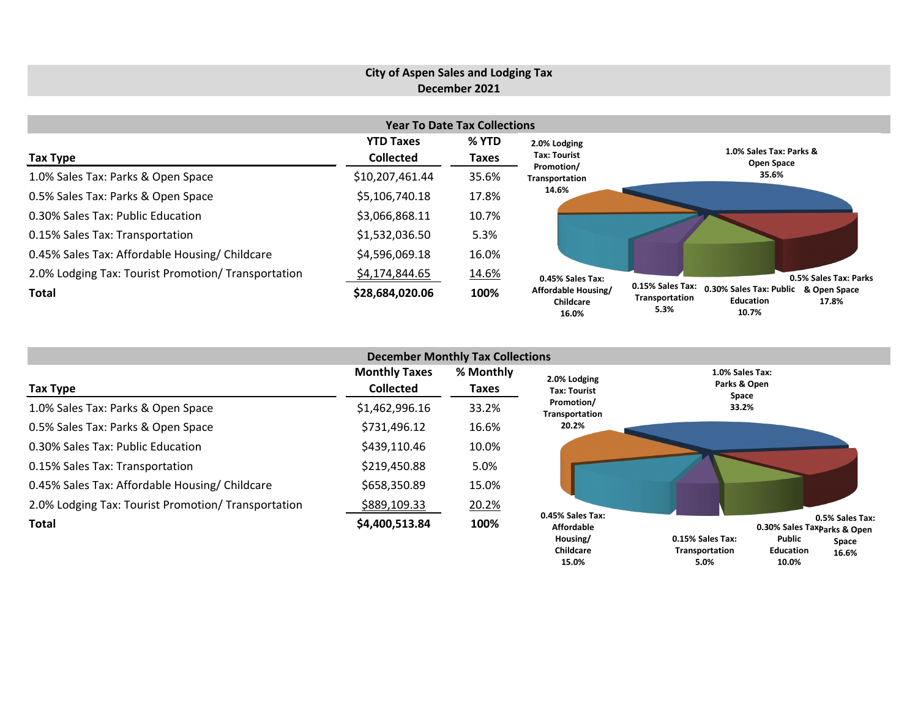# City of Aspen Sales and Lodging Tax

## December 2021

### Year To Date Tax Collections

| Tax Type | YTD Taxes Collected | % YTD Taxes |
|---|---|---|
| 1.0% Sales Tax: Parks & Open Space | $10,207,461.44 | 35.6% |
| 0.5% Sales Tax: Parks & Open Space | $5,106,740.18 | 17.8% |
| 0.30% Sales Tax: Public Education | $3,066,868.11 | 10.7% |
| 0.15% Sales Tax: Transportation | $1,532,036.50 | 5.3% |
| 0.45% Sales Tax: Affordable Housing/ Childcare | $4,596,069.18 | 16.0% |
| 2.0% Lodging Tax: Tourist Promotion/ Transportation | $4,174,844.65 | 14.6% |
| **Total** | **$28,684,020.06** | **100%** |

### December Monthly Tax Collections

| Tax Type | Monthly Taxes Collected | % Monthly Taxes |
|---|---|---|
| 1.0% Sales Tax: Parks & Open Space | $1,462,996.16 | 33.2% |
| 0.5% Sales Tax: Parks & Open Space | $731,496.12 | 16.6% |
| 0.30% Sales Tax: Public Education | $439,110.46 | 10.0% |
| 0.15% Sales Tax: Transportation | $219,450.88 | 5.0% |
| 0.45% Sales Tax: Affordable Housing/ Childcare | $658,350.89 | 15.0% |
| 2.0% Lodging Tax: Tourist Promotion/ Transportation | $889,109.33 | 20.2% |
| **Total** | **$4,400,513.84** | **100%** |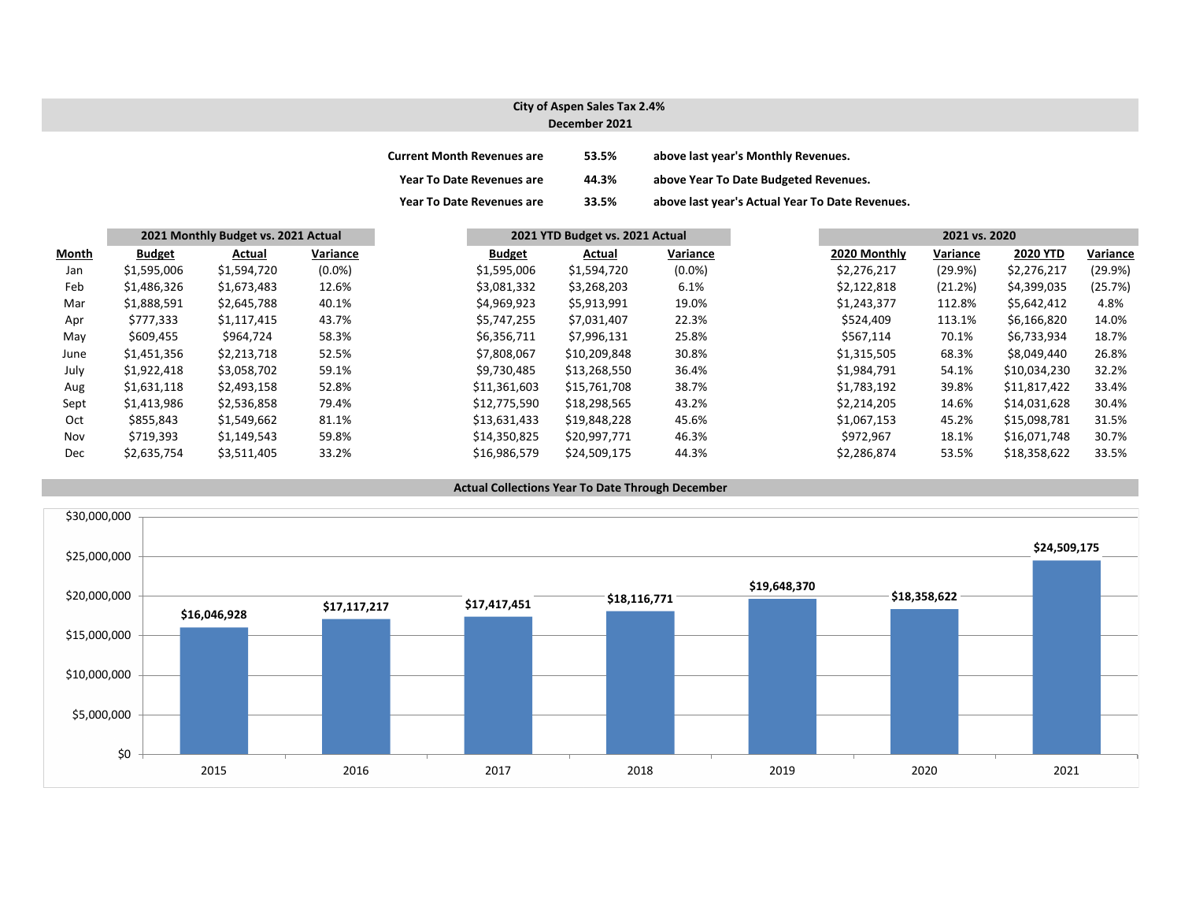## City of Aspen Sales Tax 2.4%
### December 2021

| | | |
|---|---|---|
| **Current Month Revenues are** | **53.5%** | **above last year's Monthly Revenues.** |
| **Year To Date Revenues are** | **44.3%** | **above Year To Date Budgeted Revenues.** |
| **Year To Date Revenues are** | **33.5%** | **above last year's Actual Year To Date Revenues.** |

| | 2021 Monthly Budget vs. 2021 Actual | | | 2021 YTD Budget vs. 2021 Actual | | | 2021 vs. 2020 | | | |
|---|---|---|---|---|---|---|---|---|---|---|
| **Month** | **Budget** | **Actual** | **Variance** | **Budget** | **Actual** | **Variance** | **2020 Monthly** | **Variance** | **2020 YTD** | **Variance** |
| Jan | $1,595,006 | $1,594,720 | (0.0%) | $1,595,006 | $1,594,720 | (0.0%) | $2,276,217 | (29.9%) | $2,276,217 | (29.9%) |
| Feb | $1,486,326 | $1,673,483 | 12.6% | $3,081,332 | $3,268,203 | 6.1% | $2,122,818 | (21.2%) | $4,399,035 | (25.7%) |
| Mar | $1,888,591 | $2,645,788 | 40.1% | $4,969,923 | $5,913,991 | 19.0% | $1,243,377 | 112.8% | $5,642,412 | 4.8% |
| Apr | $777,333 | $1,117,415 | 43.7% | $5,747,255 | $7,031,407 | 22.3% | $524,409 | 113.1% | $6,166,820 | 14.0% |
| May | $609,455 | $964,724 | 58.3% | $6,356,711 | $7,996,131 | 25.8% | $567,114 | 70.1% | $6,733,934 | 18.7% |
| June | $1,451,356 | $2,213,718 | 52.5% | $7,808,067 | $10,209,848 | 30.8% | $1,315,505 | 68.3% | $8,049,440 | 26.8% |
| July | $1,922,418 | $3,058,702 | 59.1% | $9,730,485 | $13,268,550 | 36.4% | $1,984,791 | 54.1% | $10,034,230 | 32.2% |
| Aug | $1,631,118 | $2,493,158 | 52.8% | $11,361,603 | $15,761,708 | 38.7% | $1,783,192 | 39.8% | $11,817,422 | 33.4% |
| Sept | $1,413,986 | $2,536,858 | 79.4% | $12,775,590 | $18,298,565 | 43.2% | $2,214,205 | 14.6% | $14,031,628 | 30.4% |
| Oct | $855,843 | $1,549,662 | 81.1% | $13,631,433 | $19,848,228 | 45.6% | $1,067,153 | 45.2% | $15,098,781 | 31.5% |
| Nov | $719,393 | $1,149,543 | 59.8% | $14,350,825 | $20,997,771 | 46.3% | $972,967 | 18.1% | $16,071,748 | 30.7% |
| Dec | $2,635,754 | $3,511,405 | 33.2% | $16,986,579 | $24,509,175 | 44.3% | $2,286,874 | 53.5% | $18,358,622 | 33.5% |

### Actual Collections Year To Date Through December

| Year | Amount |
|---|---|
| 2015 | $16,046,928 |
| 2016 | $17,117,217 |
| 2017 | $17,417,451 |
| 2018 | $18,116,771 |
| 2019 | $19,648,370 |
| 2020 | $18,358,622 |
| 2021 | $24,509,175 |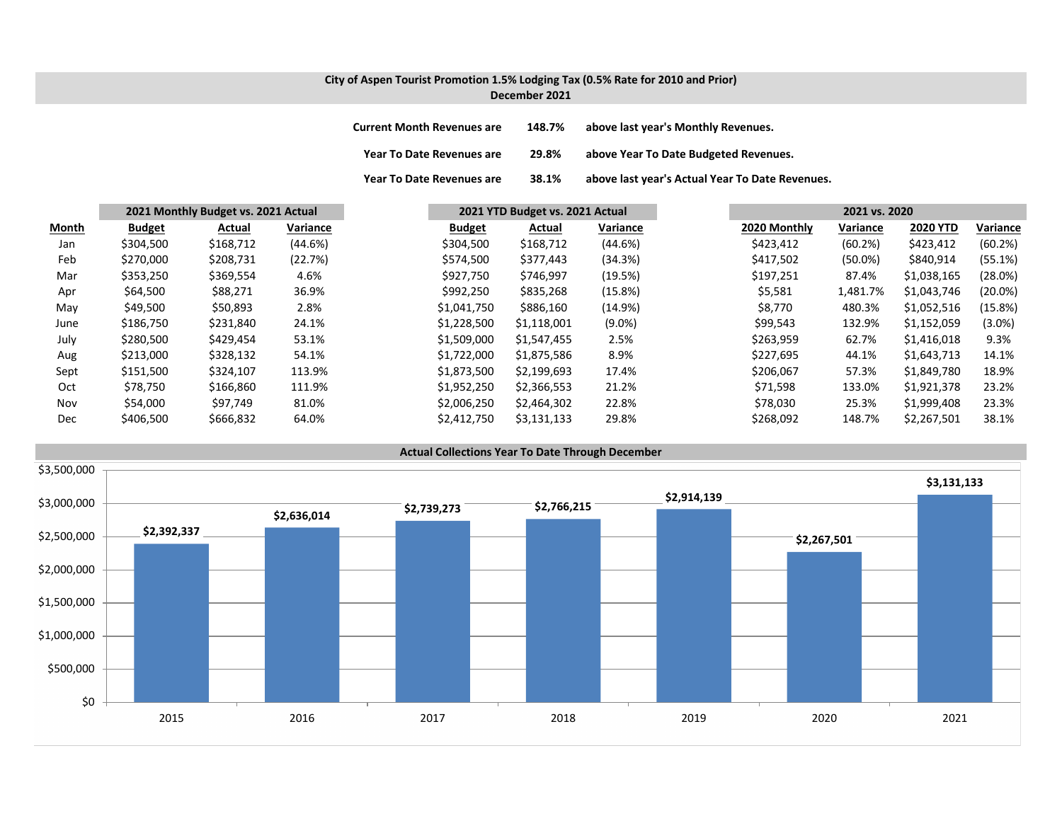**City of Aspen Tourist Promotion 1.5% Lodging Tax (0.5% Rate for 2010 and Prior)**
**December 2021**

**Current Month Revenues are 148.7% above last year's Monthly Revenues.**

**Year To Date Revenues are 29.8% above Year To Date Budgeted Revenues.**

**Year To Date Revenues are 38.1% above last year's Actual Year To Date Revenues.**

| | 2021 Monthly Budget vs. 2021 Actual | | | 2021 YTD Budget vs. 2021 Actual | | | 2021 vs. 2020 | | | |
|---|---|---|---|---|---|---|---|---|---|---|
| **Month** | **Budget** | **Actual** | **Variance** | **Budget** | **Actual** | **Variance** | **2020 Monthly** | **Variance** | **2020 YTD** | **Variance** |
| Jan | $304,500 | $168,712 | (44.6%) | $304,500 | $168,712 | (44.6%) | $423,412 | (60.2%) | $423,412 | (60.2%) |
| Feb | $270,000 | $208,731 | (22.7%) | $574,500 | $377,443 | (34.3%) | $417,502 | (50.0%) | $840,914 | (55.1%) |
| Mar | $353,250 | $369,554 | 4.6% | $927,750 | $746,997 | (19.5%) | $197,251 | 87.4% | $1,038,165 | (28.0%) |
| Apr | $64,500 | $88,271 | 36.9% | $992,250 | $835,268 | (15.8%) | $5,581 | 1,481.7% | $1,043,746 | (20.0%) |
| May | $49,500 | $50,893 | 2.8% | $1,041,750 | $886,160 | (14.9%) | $8,770 | 480.3% | $1,052,516 | (15.8%) |
| June | $186,750 | $231,840 | 24.1% | $1,228,500 | $1,118,001 | (9.0%) | $99,543 | 132.9% | $1,152,059 | (3.0%) |
| July | $280,500 | $429,454 | 53.1% | $1,509,000 | $1,547,455 | 2.5% | $263,959 | 62.7% | $1,416,018 | 9.3% |
| Aug | $213,000 | $328,132 | 54.1% | $1,722,000 | $1,875,586 | 8.9% | $227,695 | 44.1% | $1,643,713 | 14.1% |
| Sept | $151,500 | $324,107 | 113.9% | $1,873,500 | $2,199,693 | 17.4% | $206,067 | 57.3% | $1,849,780 | 18.9% |
| Oct | $78,750 | $166,860 | 111.9% | $1,952,250 | $2,366,553 | 21.2% | $71,598 | 133.0% | $1,921,378 | 23.2% |
| Nov | $54,000 | $97,749 | 81.0% | $2,006,250 | $2,464,302 | 22.8% | $78,030 | 25.3% | $1,999,408 | 23.3% |
| Dec | $406,500 | $666,832 | 64.0% | $2,412,750 | $3,131,133 | 29.8% | $268,092 | 148.7% | $2,267,501 | 38.1% |

**Actual Collections Year To Date Through December**

| Year | Actual Collections |
|---|---|
| 2015 | $2,392,337 |
| 2016 | $2,636,014 |
| 2017 | $2,739,273 |
| 2018 | $2,766,215 |
| 2019 | $2,914,139 |
| 2020 | $2,267,501 |
| 2021 | $3,131,133 |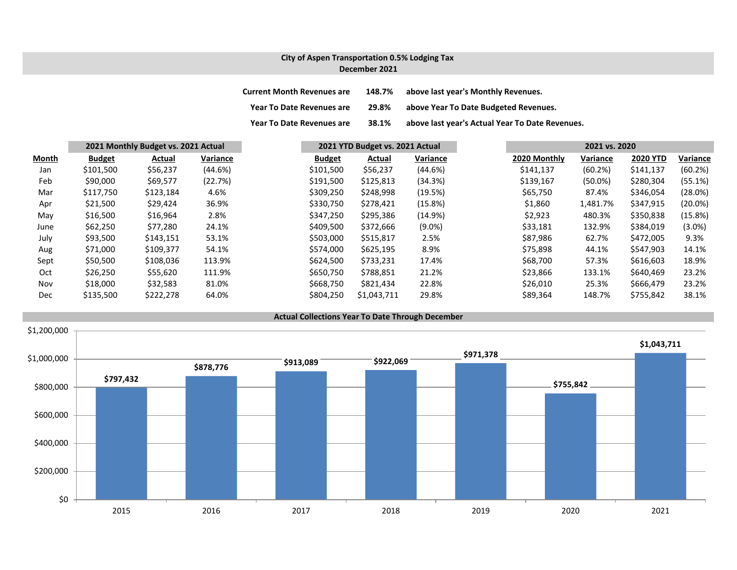# City of Aspen Transportation 0.5% Lodging Tax
## December 2021

**Current Month Revenues are** **148.7%** **above last year's Monthly Revenues.**

**Year To Date Revenues are** **29.8%** **above Year To Date Budgeted Revenues.**

**Year To Date Revenues are** **38.1%** **above last year's Actual Year To Date Revenues.**

| | 2021 Monthly Budget vs. 2021 Actual | | | 2021 YTD Budget vs. 2021 Actual | | | 2021 vs. 2020 | | | |
|---|---|---|---|---|---|---|---|---|---|---|
| **Month** | **Budget** | **Actual** | **Variance** | **Budget** | **Actual** | **Variance** | **2020 Monthly** | **Variance** | **2020 YTD** | **Variance** |
| Jan | $101,500 | $56,237 | (44.6%) | $101,500 | $56,237 | (44.6%) | $141,137 | (60.2%) | $141,137 | (60.2%) |
| Feb | $90,000 | $69,577 | (22.7%) | $191,500 | $125,813 | (34.3%) | $139,167 | (50.0%) | $280,304 | (55.1%) |
| Mar | $117,750 | $123,184 | 4.6% | $309,250 | $248,998 | (19.5%) | $65,750 | 87.4% | $346,054 | (28.0%) |
| Apr | $21,500 | $29,424 | 36.9% | $330,750 | $278,421 | (15.8%) | $1,860 | 1,481.7% | $347,915 | (20.0%) |
| May | $16,500 | $16,964 | 2.8% | $347,250 | $295,386 | (14.9%) | $2,923 | 480.3% | $350,838 | (15.8%) |
| June | $62,250 | $77,280 | 24.1% | $409,500 | $372,666 | (9.0%) | $33,181 | 132.9% | $384,019 | (3.0%) |
| July | $93,500 | $143,151 | 53.1% | $503,000 | $515,817 | 2.5% | $87,986 | 62.7% | $472,005 | 9.3% |
| Aug | $71,000 | $109,377 | 54.1% | $574,000 | $625,195 | 8.9% | $75,898 | 44.1% | $547,903 | 14.1% |
| Sept | $50,500 | $108,036 | 113.9% | $624,500 | $733,231 | 17.4% | $68,700 | 57.3% | $616,603 | 18.9% |
| Oct | $26,250 | $55,620 | 111.9% | $650,750 | $788,851 | 21.2% | $23,866 | 133.1% | $640,469 | 23.2% |
| Nov | $18,000 | $32,583 | 81.0% | $668,750 | $821,434 | 22.8% | $26,010 | 25.3% | $666,479 | 23.2% |
| Dec | $135,500 | $222,278 | 64.0% | $804,250 | $1,043,711 | 29.8% | $89,364 | 148.7% | $755,842 | 38.1% |

**Actual Collections Year To Date Through December**

| Year | Amount |
|---|---|
| 2015 | $797,432 |
| 2016 | $878,776 |
| 2017 | $913,089 |
| 2018 | $922,069 |
| 2019 | $971,378 |
| 2020 | $755,842 |
| 2021 | $1,043,711 |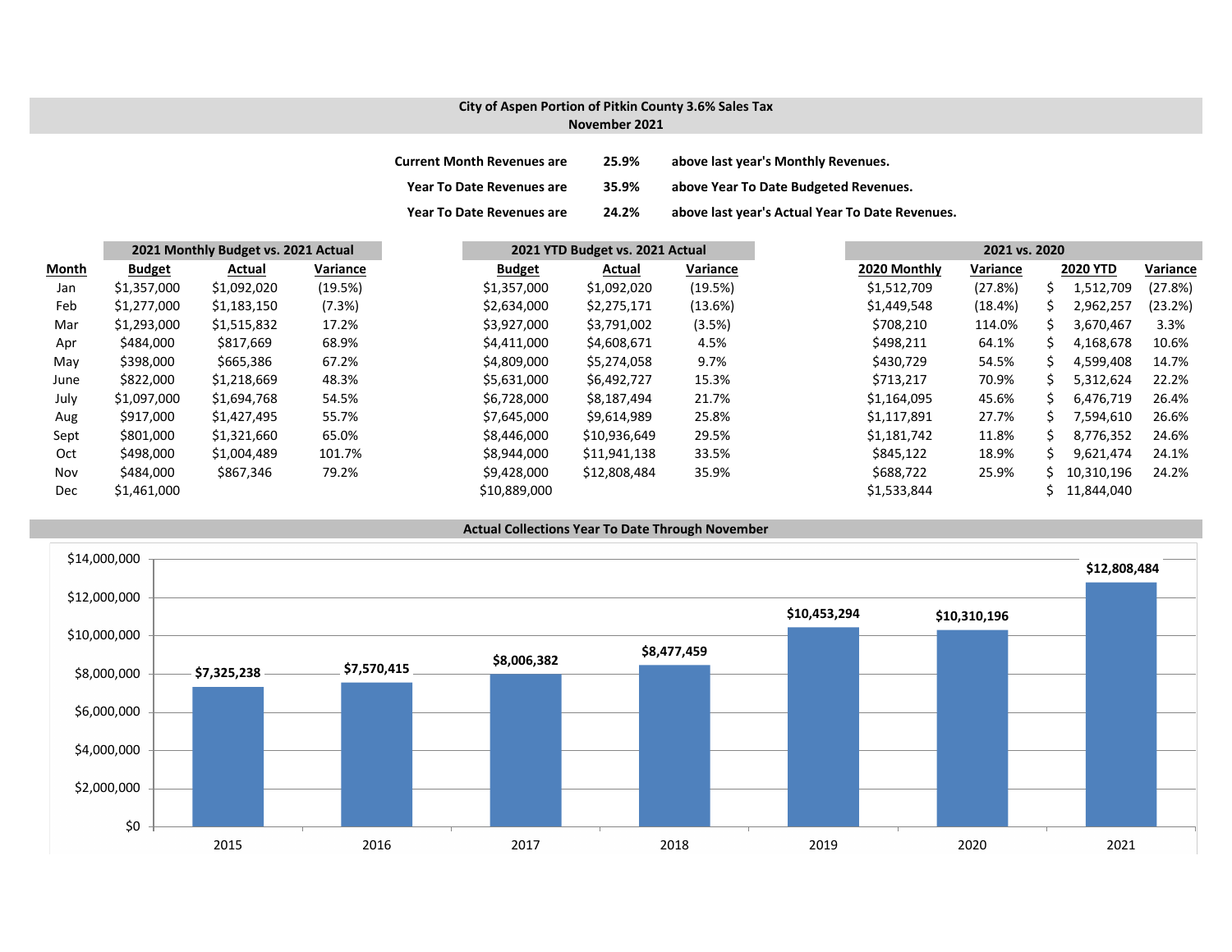# City of Aspen Portion of Pitkin County 3.6% Sales Tax
## November 2021

| | | |
|---|---|---|
| **Current Month Revenues are** | **25.9%** | **above last year's Monthly Revenues.** |
| **Year To Date Revenues are** | **35.9%** | **above Year To Date Budgeted Revenues.** |
| **Year To Date Revenues are** | **24.2%** | **above last year's Actual Year To Date Revenues.** |

| | **2021 Monthly Budget vs. 2021 Actual** | | | **2021 YTD Budget vs. 2021 Actual** | | | **2021 vs. 2020** | | | |
|---|---|---|---|---|---|---|---|---|---|---|
| **Month** | **Budget** | **Actual** | **Variance** | **Budget** | **Actual** | **Variance** | **2020 Monthly** | **Variance** | **2020 YTD** | **Variance** |
| Jan | $1,357,000 | $1,092,020 | (19.5%) | $1,357,000 | $1,092,020 | (19.5%) | $1,512,709 | (27.8%) | $ 1,512,709 | (27.8%) |
| Feb | $1,277,000 | $1,183,150 | (7.3%) | $2,634,000 | $2,275,171 | (13.6%) | $1,449,548 | (18.4%) | $ 2,962,257 | (23.2%) |
| Mar | $1,293,000 | $1,515,832 | 17.2% | $3,927,000 | $3,791,002 | (3.5%) | $708,210 | 114.0% | $ 3,670,467 | 3.3% |
| Apr | $484,000 | $817,669 | 68.9% | $4,411,000 | $4,608,671 | 4.5% | $498,211 | 64.1% | $ 4,168,678 | 10.6% |
| May | $398,000 | $665,386 | 67.2% | $4,809,000 | $5,274,058 | 9.7% | $430,729 | 54.5% | $ 4,599,408 | 14.7% |
| June | $822,000 | $1,218,669 | 48.3% | $5,631,000 | $6,492,727 | 15.3% | $713,217 | 70.9% | $ 5,312,624 | 22.2% |
| July | $1,097,000 | $1,694,768 | 54.5% | $6,728,000 | $8,187,494 | 21.7% | $1,164,095 | 45.6% | $ 6,476,719 | 26.4% |
| Aug | $917,000 | $1,427,495 | 55.7% | $7,645,000 | $9,614,989 | 25.8% | $1,117,891 | 27.7% | $ 7,594,610 | 26.6% |
| Sept | $801,000 | $1,321,660 | 65.0% | $8,446,000 | $10,936,649 | 29.5% | $1,181,742 | 11.8% | $ 8,776,352 | 24.6% |
| Oct | $498,000 | $1,004,489 | 101.7% | $8,944,000 | $11,941,138 | 33.5% | $845,122 | 18.9% | $ 9,621,474 | 24.1% |
| Nov | $484,000 | $867,346 | 79.2% | $9,428,000 | $12,808,484 | 35.9% | $688,722 | 25.9% | $ 10,310,196 | 24.2% |
| Dec | $1,461,000 | | | $10,889,000 | | | $1,533,844 | | $ 11,844,040 | |

## Actual Collections Year To Date Through November

| Year | Actual Collections |
|---|---|
| 2015 | $7,325,238 |
| 2016 | $7,570,415 |
| 2017 | $8,006,382 |
| 2018 | $8,477,459 |
| 2019 | $10,453,294 |
| 2020 | $10,310,196 |
| 2021 | $12,808,484 |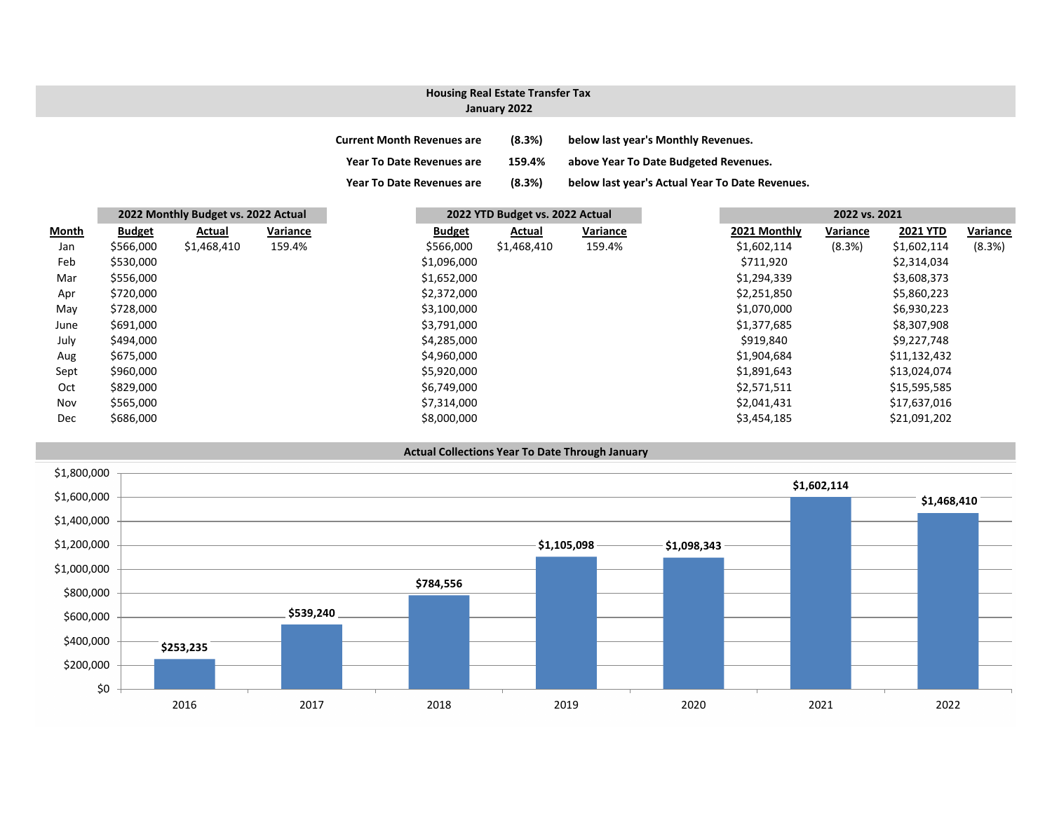## Housing Real Estate Transfer Tax
### January 2022

| | | |
|---|---|---|
| Current Month Revenues are | (8.3%) | below last year's Monthly Revenues. |
| Year To Date Revenues are | 159.4% | above Year To Date Budgeted Revenues. |
| Year To Date Revenues are | (8.3%) | below last year's Actual Year To Date Revenues. |

| | 2022 Monthly Budget vs. 2022 Actual | | | 2022 YTD Budget vs. 2022 Actual | | | 2022 vs. 2021 | | | |
|---|---|---|---|---|---|---|---|---|---|---|
| **Month** | **Budget** | **Actual** | **Variance** | **Budget** | **Actual** | **Variance** | **2021 Monthly** | **Variance** | **2021 YTD** | **Variance** |
| Jan | $566,000 | $1,468,410 | 159.4% | $566,000 | $1,468,410 | 159.4% | $1,602,114 | (8.3%) | $1,602,114 | (8.3%) |
| Feb | $530,000 | | | $1,096,000 | | | $711,920 | | $2,314,034 | |
| Mar | $556,000 | | | $1,652,000 | | | $1,294,339 | | $3,608,373 | |
| Apr | $720,000 | | | $2,372,000 | | | $2,251,850 | | $5,860,223 | |
| May | $728,000 | | | $3,100,000 | | | $1,070,000 | | $6,930,223 | |
| June | $691,000 | | | $3,791,000 | | | $1,377,685 | | $8,307,908 | |
| July | $494,000 | | | $4,285,000 | | | $919,840 | | $9,227,748 | |
| Aug | $675,000 | | | $4,960,000 | | | $1,904,684 | | $11,132,432 | |
| Sept | $960,000 | | | $5,920,000 | | | $1,891,643 | | $13,024,074 | |
| Oct | $829,000 | | | $6,749,000 | | | $2,571,511 | | $15,595,585 | |
| Nov | $565,000 | | | $7,314,000 | | | $2,041,431 | | $17,637,016 | |
| Dec | $686,000 | | | $8,000,000 | | | $3,454,185 | | $21,091,202 | |

### Actual Collections Year To Date Through January

| Year | Amount |
|---|---|
| 2016 | $253,235 |
| 2017 | $539,240 |
| 2018 | $784,556 |
| 2019 | $1,105,098 |
| 2020 | $1,098,343 |
| 2021 | $1,602,114 |
| 2022 | $1,468,410 |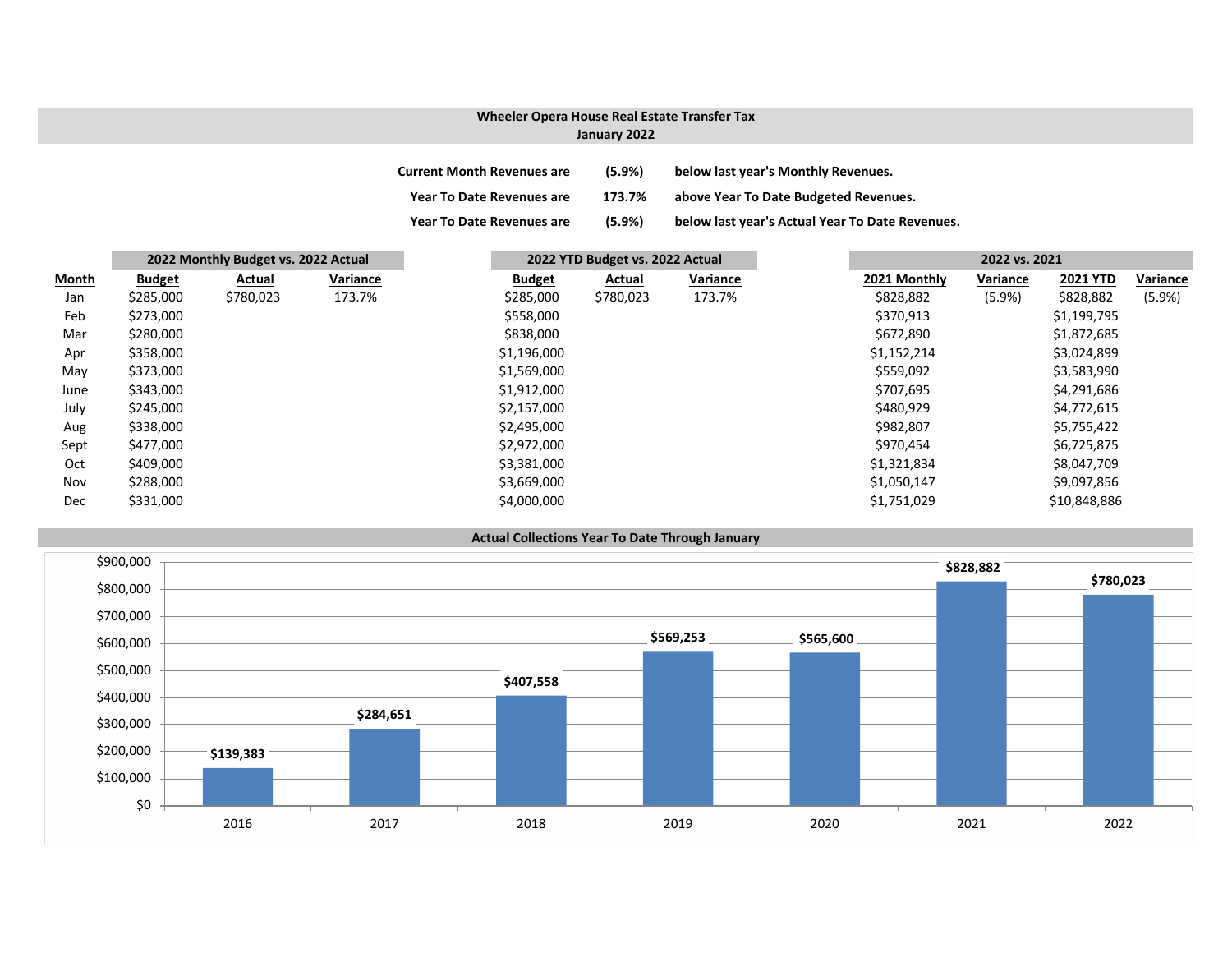**Wheeler Opera House Real Estate Transfer Tax**
**January 2022**

**Current Month Revenues are (5.9%) below last year's Monthly Revenues.**

**Year To Date Revenues are 173.7% above Year To Date Budgeted Revenues.**

**Year To Date Revenues are (5.9%) below last year's Actual Year To Date Revenues.**

| | 2022 Monthly Budget vs. 2022 Actual | | | 2022 YTD Budget vs. 2022 Actual | | | 2022 vs. 2021 | | | |
|---|---|---|---|---|---|---|---|---|---|---|
| Month | Budget | Actual | Variance | Budget | Actual | Variance | 2021 Monthly | Variance | 2021 YTD | Variance |
| Jan | $285,000 | $780,023 | 173.7% | $285,000 | $780,023 | 173.7% | $828,882 | (5.9%) | $828,882 | (5.9%) |
| Feb | $273,000 | | | $558,000 | | | $370,913 | | $1,199,795 | |
| Mar | $280,000 | | | $838,000 | | | $672,890 | | $1,872,685 | |
| Apr | $358,000 | | | $1,196,000 | | | $1,152,214 | | $3,024,899 | |
| May | $373,000 | | | $1,569,000 | | | $559,092 | | $3,583,990 | |
| June | $343,000 | | | $1,912,000 | | | $707,695 | | $4,291,686 | |
| July | $245,000 | | | $2,157,000 | | | $480,929 | | $4,772,615 | |
| Aug | $338,000 | | | $2,495,000 | | | $982,807 | | $5,755,422 | |
| Sept | $477,000 | | | $2,972,000 | | | $970,454 | | $6,725,875 | |
| Oct | $409,000 | | | $3,381,000 | | | $1,321,834 | | $8,047,709 | |
| Nov | $288,000 | | | $3,669,000 | | | $1,050,147 | | $9,097,856 | |
| Dec | $331,000 | | | $4,000,000 | | | $1,751,029 | | $10,848,886 | |

**Actual Collections Year To Date Through January**

$900,000
$800,000
$700,000
$600,000
$500,000
$400,000
$300,000
$200,000
$100,000
$0

$139,383
$284,651
$407,558
$569,253
$565,600
$828,882
$780,023

2016
2017
2018
2019
2020
2021
2022